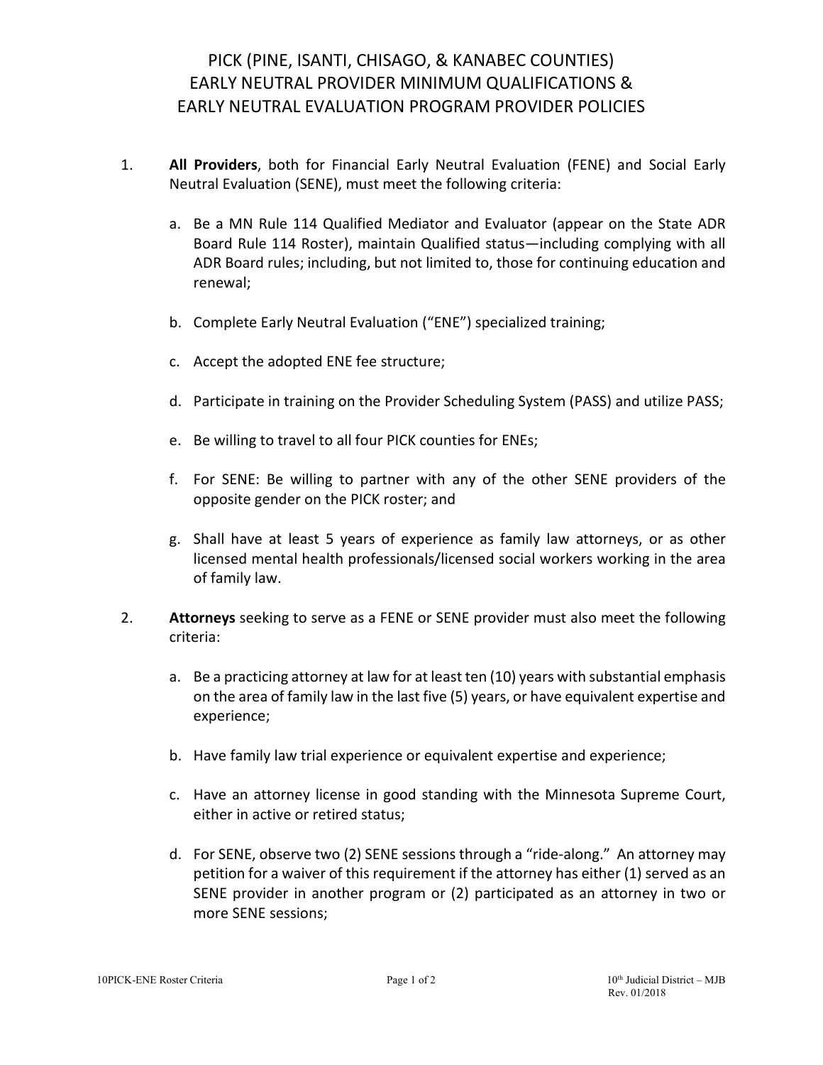# PICK (PINE, ISANTI, CHISAGO, & KANABEC COUNTIES) EARLY NEUTRAL PROVIDER MINIMUM QUALIFICATIONS & EARLY NEUTRAL EVALUATION PROGRAM PROVIDER POLICIES

1. **All Providers**, both for Financial Early Neutral Evaluation (FENE) and Social Early Neutral Evaluation (SENE), must meet the following criteria:

   a. Be a MN Rule 114 Qualified Mediator and Evaluator (appear on the State ADR Board Rule 114 Roster), maintain Qualified status—including complying with all ADR Board rules; including, but not limited to, those for continuing education and renewal;

   b. Complete Early Neutral Evaluation ("ENE") specialized training;

   c. Accept the adopted ENE fee structure;

   d. Participate in training on the Provider Scheduling System (PASS) and utilize PASS;

   e. Be willing to travel to all four PICK counties for ENEs;

   f. For SENE: Be willing to partner with any of the other SENE providers of the opposite gender on the PICK roster; and

   g. Shall have at least 5 years of experience as family law attorneys, or as other licensed mental health professionals/licensed social workers working in the area of family law.

2. **Attorneys** seeking to serve as a FENE or SENE provider must also meet the following criteria:

   a. Be a practicing attorney at law for at least ten (10) years with substantial emphasis on the area of family law in the last five (5) years, or have equivalent expertise and experience;

   b. Have family law trial experience or equivalent expertise and experience;

   c. Have an attorney license in good standing with the Minnesota Supreme Court, either in active or retired status;

   d. For SENE, observe two (2) SENE sessions through a "ride-along." An attorney may petition for a waiver of this requirement if the attorney has either (1) served as an SENE provider in another program or (2) participated as an attorney in two or more SENE sessions;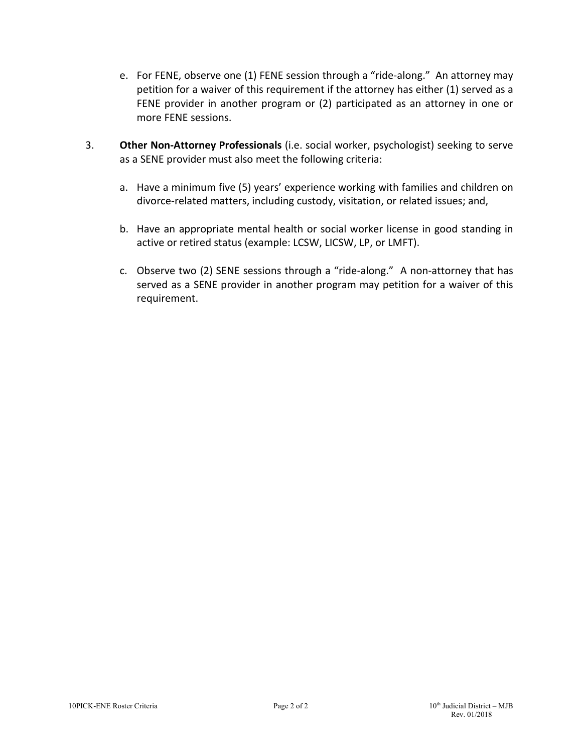e. For FENE, observe one (1) FENE session through a "ride-along." An attorney may petition for a waiver of this requirement if the attorney has either (1) served as a FENE provider in another program or (2) participated as an attorney in one or more FENE sessions.

3. **Other Non-Attorney Professionals** (i.e. social worker, psychologist) seeking to serve as a SENE provider must also meet the following criteria:

   a. Have a minimum five (5) years' experience working with families and children on divorce-related matters, including custody, visitation, or related issues; and,

   b. Have an appropriate mental health or social worker license in good standing in active or retired status (example: LCSW, LICSW, LP, or LMFT).

   c. Observe two (2) SENE sessions through a "ride-along." A non-attorney that has served as a SENE provider in another program may petition for a waiver of this requirement.